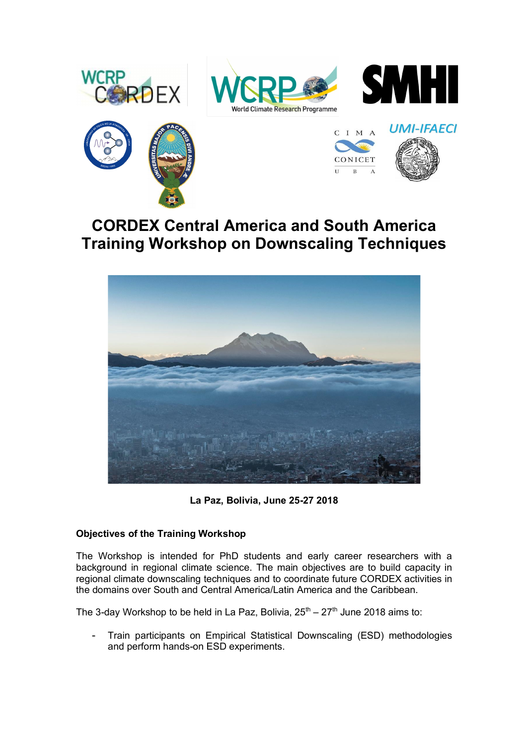# CORDEX Central America and South America Training Workshop on Downscaling Techniques

**La Paz, Bolivia, June 25-27 2018**

### Objectives of the Training Workshop

The Workshop is intended for PhD students and early career researchers with a background in regional climate science. The main objectives are to build capacity in regional climate downscaling techniques and to coordinate future CORDEX activities in the domains over South and Central America/Latin America and the Caribbean.

The 3-day Workshop to be held in La Paz, Bolivia, 25th – 27th June 2018 aims to:

- Train participants on Empirical Statistical Downscaling (ESD) methodologies and perform hands-on ESD experiments.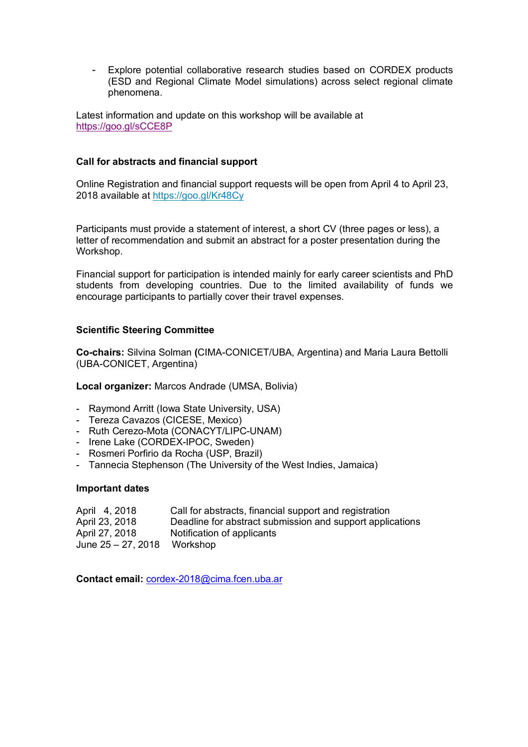- Explore potential collaborative research studies based on CORDEX products (ESD and Regional Climate Model simulations) across select regional climate phenomena.

Latest information and update on this workshop will be available at https://goo.gl/sCCE8P

**Call for abstracts and financial support**

Online Registration and financial support requests will be open from April 4 to April 23, 2018 available at https://goo.gl/Kr48Cy

Participants must provide a statement of interest, a short CV (three pages or less), a letter of recommendation and submit an abstract for a poster presentation during the Workshop.

Financial support for participation is intended mainly for early career scientists and PhD students from developing countries. Due to the limited availability of funds we encourage participants to partially cover their travel expenses.

**Scientific Steering Committee**

**Co-chairs:** Silvina Solman **(**CIMA-CONICET/UBA, Argentina) and Maria Laura Bettolli (UBA-CONICET, Argentina)

**Local organizer:** Marcos Andrade (UMSA, Bolivia)

- Raymond Arritt (Iowa State University, USA)
- Tereza Cavazos (CICESE, Mexico)
- Ruth Cerezo-Mota (CONACYT/LIPC-UNAM)
- Irene Lake (CORDEX-IPOC, Sweden)
- Rosmeri Porfirio da Rocha (USP, Brazil)
- Tannecia Stephenson (The University of the West Indies, Jamaica)

**Important dates**

| | |
|---|---|
| April 4, 2018 | Call for abstracts, financial support and registration |
| April 23, 2018 | Deadline for abstract submission and support applications |
| April 27, 2018 | Notification of applicants |
| June 25 – 27, 2018 | Workshop |

**Contact email:** cordex-2018@cima.fcen.uba.ar